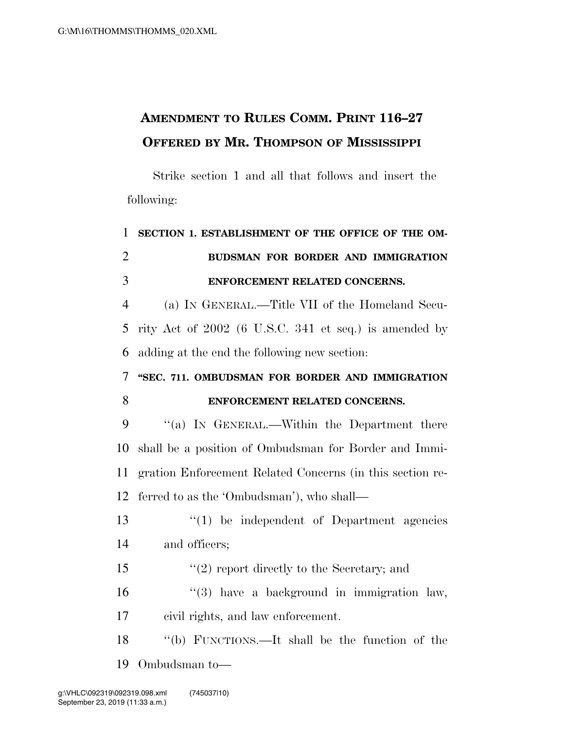**AMENDMENT TO RULES COMM. PRINT 116–27**
**OFFERED BY MR. THOMPSON OF MISSISSIPPI**

Strike section 1 and all that follows and insert the following:

**SECTION 1. ESTABLISHMENT OF THE OFFICE OF THE OMBUDSMAN FOR BORDER AND IMMIGRATION ENFORCEMENT RELATED CONCERNS.**

(a) IN GENERAL.—Title VII of the Homeland Security Act of 2002 (6 U.S.C. 341 et seq.) is amended by adding at the end the following new section:

**"SEC. 711. OMBUDSMAN FOR BORDER AND IMMIGRATION ENFORCEMENT RELATED CONCERNS.**

"(a) IN GENERAL.—Within the Department there shall be a position of Ombudsman for Border and Immigration Enforcement Related Concerns (in this section referred to as the 'Ombudsman'), who shall—

"(1) be independent of Department agencies and officers;

"(2) report directly to the Secretary; and

"(3) have a background in immigration law, civil rights, and law enforcement.

"(b) FUNCTIONS.—It shall be the function of the Ombudsman to—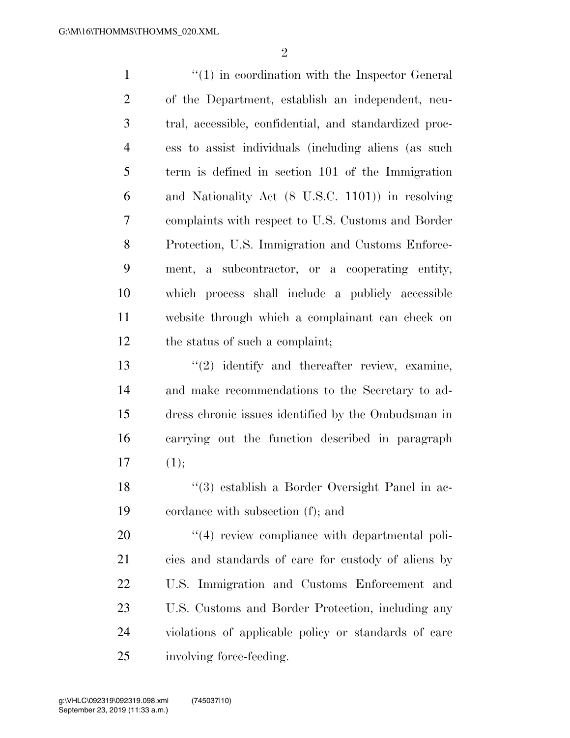''(1) in coordination with the Inspector General of the Department, establish an independent, neutral, accessible, confidential, and standardized process to assist individuals (including aliens (as such term is defined in section 101 of the Immigration and Nationality Act (8 U.S.C. 1101)) in resolving complaints with respect to U.S. Customs and Border Protection, U.S. Immigration and Customs Enforcement, a subcontractor, or a cooperating entity, which process shall include a publicly accessible website through which a complainant can check on the status of such a complaint;

''(2) identify and thereafter review, examine, and make recommendations to the Secretary to address chronic issues identified by the Ombudsman in carrying out the function described in paragraph (1);

''(3) establish a Border Oversight Panel in accordance with subsection (f); and

''(4) review compliance with departmental policies and standards of care for custody of aliens by U.S. Immigration and Customs Enforcement and U.S. Customs and Border Protection, including any violations of applicable policy or standards of care involving force-feeding.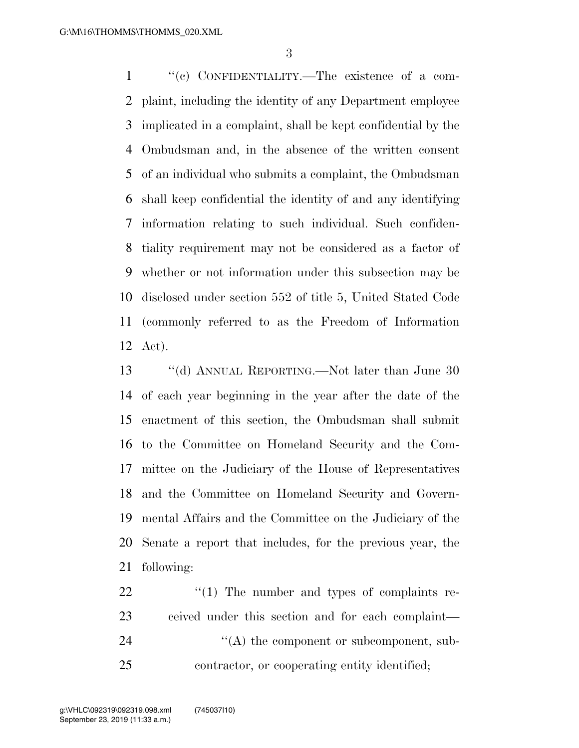"(c) CONFIDENTIALITY.—The existence of a complaint, including the identity of any Department employee implicated in a complaint, shall be kept confidential by the Ombudsman and, in the absence of the written consent of an individual who submits a complaint, the Ombudsman shall keep confidential the identity of and any identifying information relating to such individual. Such confidentiality requirement may not be considered as a factor of whether or not information under this subsection may be disclosed under section 552 of title 5, United Stated Code (commonly referred to as the Freedom of Information Act).

"(d) ANNUAL REPORTING.—Not later than June 30 of each year beginning in the year after the date of the enactment of this section, the Ombudsman shall submit to the Committee on Homeland Security and the Committee on the Judiciary of the House of Representatives and the Committee on Homeland Security and Governmental Affairs and the Committee on the Judiciary of the Senate a report that includes, for the previous year, the following:

"(1) The number and types of complaints received under this section and for each complaint—

"(A) the component or subcomponent, subcontractor, or cooperating entity identified;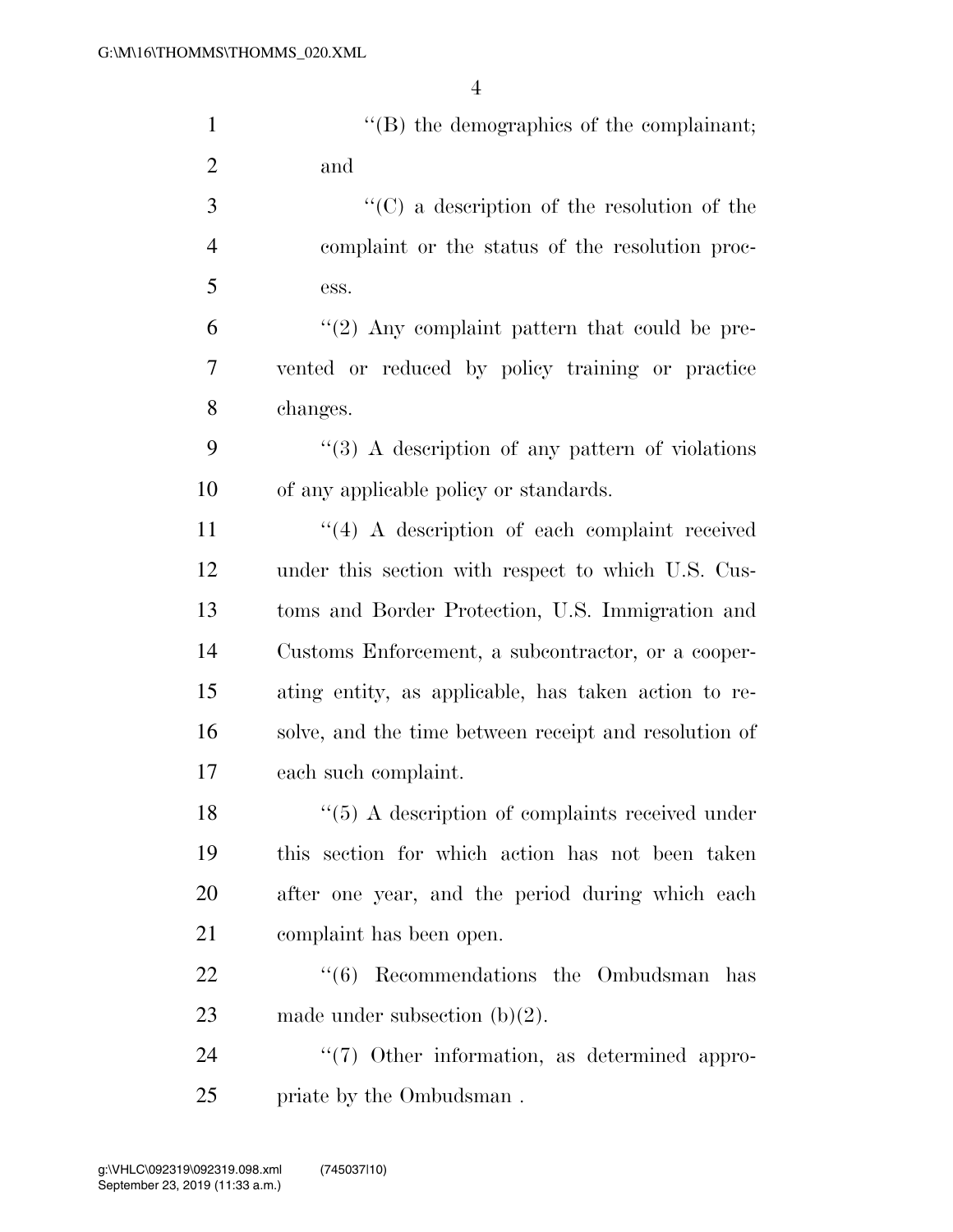''(B) the demographics of the complainant; and

''(C) a description of the resolution of the complaint or the status of the resolution process.

''(2) Any complaint pattern that could be prevented or reduced by policy training or practice changes.

''(3) A description of any pattern of violations of any applicable policy or standards.

''(4) A description of each complaint received under this section with respect to which U.S. Customs and Border Protection, U.S. Immigration and Customs Enforcement, a subcontractor, or a cooperating entity, as applicable, has taken action to resolve, and the time between receipt and resolution of each such complaint.

''(5) A description of complaints received under this section for which action has not been taken after one year, and the period during which each complaint has been open.

''(6) Recommendations the Ombudsman has made under subsection (b)(2).

''(7) Other information, as determined appropriate by the Ombudsman .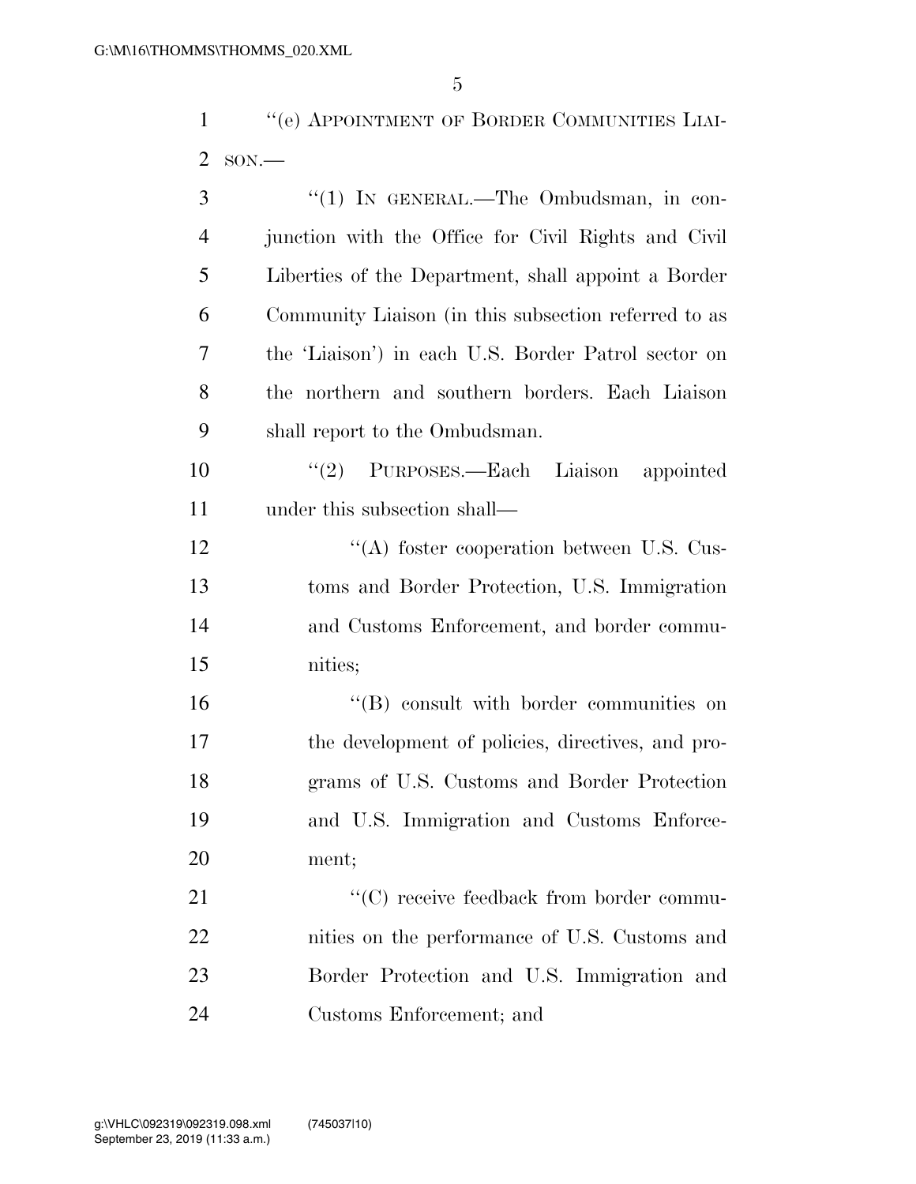"(e) APPOINTMENT OF BORDER COMMUNITIES LIAISON.—

"(1) IN GENERAL.—The Ombudsman, in conjunction with the Office for Civil Rights and Civil Liberties of the Department, shall appoint a Border Community Liaison (in this subsection referred to as the 'Liaison') in each U.S. Border Patrol sector on the northern and southern borders. Each Liaison shall report to the Ombudsman.

"(2) PURPOSES.—Each Liaison appointed under this subsection shall—

"(A) foster cooperation between U.S. Customs and Border Protection, U.S. Immigration and Customs Enforcement, and border communities;

"(B) consult with border communities on the development of policies, directives, and programs of U.S. Customs and Border Protection and U.S. Immigration and Customs Enforcement;

"(C) receive feedback from border communities on the performance of U.S. Customs and Border Protection and U.S. Immigration and Customs Enforcement; and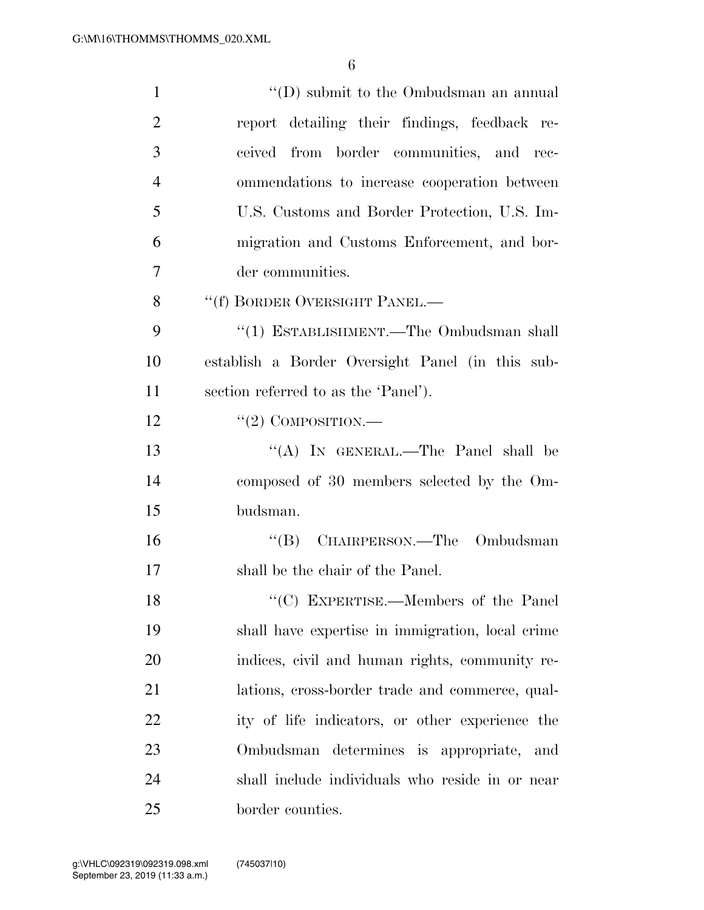''(D) submit to the Ombudsman an annual report detailing their findings, feedback received from border communities, and recommendations to increase cooperation between U.S. Customs and Border Protection, U.S. Immigration and Customs Enforcement, and border communities.

''(f) BORDER OVERSIGHT PANEL.—

''(1) ESTABLISHMENT.—The Ombudsman shall establish a Border Oversight Panel (in this subsection referred to as the 'Panel').

''(2) COMPOSITION.—

''(A) IN GENERAL.—The Panel shall be composed of 30 members selected by the Ombudsman.

''(B) CHAIRPERSON.—The Ombudsman shall be the chair of the Panel.

''(C) EXPERTISE.—Members of the Panel shall have expertise in immigration, local crime indices, civil and human rights, community relations, cross-border trade and commerce, quality of life indicators, or other experience the Ombudsman determines is appropriate, and shall include individuals who reside in or near border counties.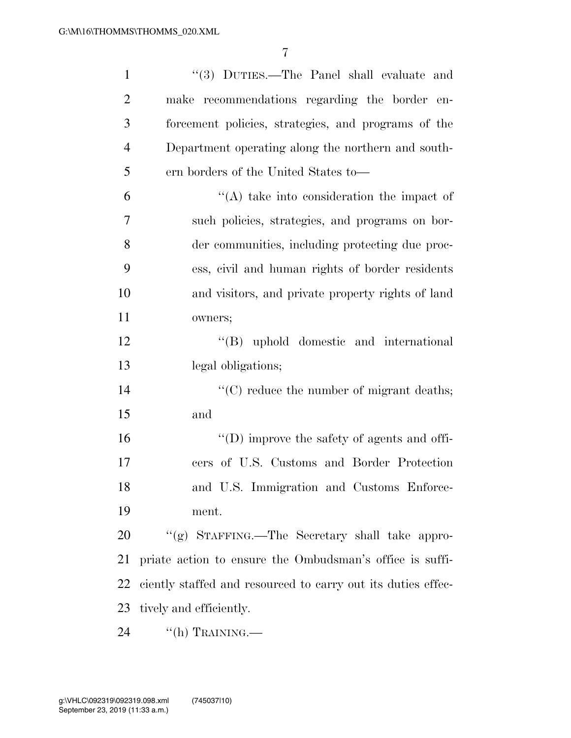"(3) DUTIES.—The Panel shall evaluate and make recommendations regarding the border enforcement policies, strategies, and programs of the Department operating along the northern and southern borders of the United States to—

"(A) take into consideration the impact of such policies, strategies, and programs on border communities, including protecting due process, civil and human rights of border residents and visitors, and private property rights of land owners;

"(B) uphold domestic and international legal obligations;

"(C) reduce the number of migrant deaths; and

"(D) improve the safety of agents and officers of U.S. Customs and Border Protection and U.S. Immigration and Customs Enforcement.

"(g) STAFFING.—The Secretary shall take appropriate action to ensure the Ombudsman's office is sufficiently staffed and resourced to carry out its duties effectively and efficiently.

"(h) TRAINING.—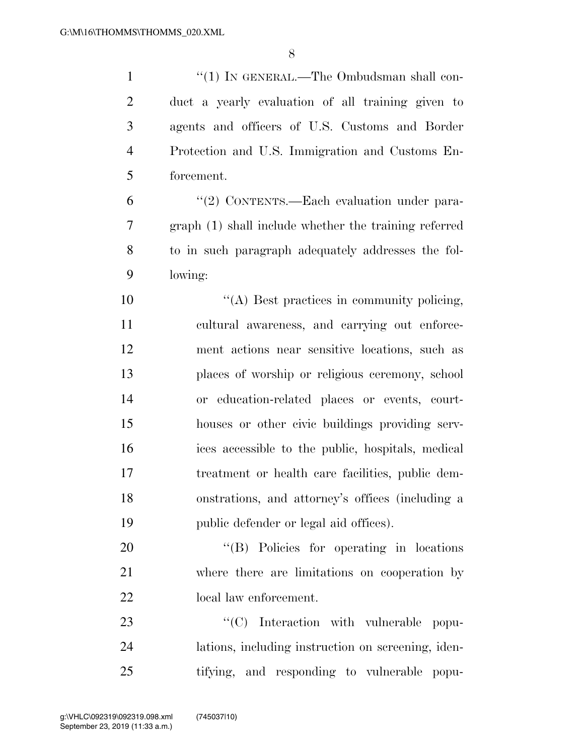“(1) IN GENERAL.—The Ombudsman shall conduct a yearly evaluation of all training given to agents and officers of U.S. Customs and Border Protection and U.S. Immigration and Customs Enforcement.

“(2) CONTENTS.—Each evaluation under paragraph (1) shall include whether the training referred to in such paragraph adequately addresses the following:

“(A) Best practices in community policing, cultural awareness, and carrying out enforcement actions near sensitive locations, such as places of worship or religious ceremony, school or education-related places or events, courthouses or other civic buildings providing services accessible to the public, hospitals, medical treatment or health care facilities, public demonstrations, and attorney’s offices (including a public defender or legal aid offices).

“(B) Policies for operating in locations where there are limitations on cooperation by local law enforcement.

“(C) Interaction with vulnerable populations, including instruction on screening, identifying, and responding to vulnerable popu-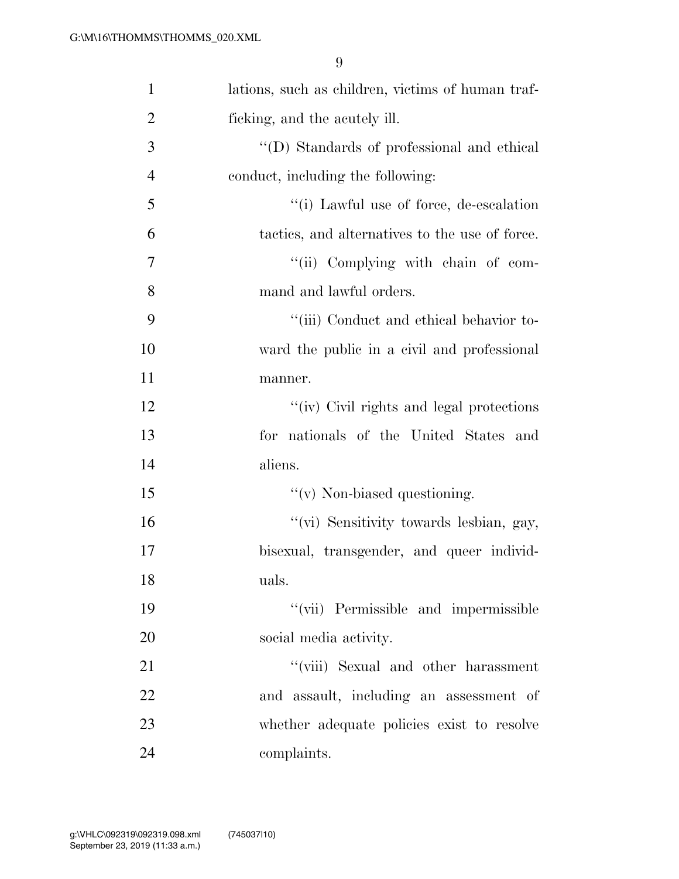lations, such as children, victims of human trafficking, and the acutely ill.

''(D) Standards of professional and ethical conduct, including the following:

''(i) Lawful use of force, de-escalation tactics, and alternatives to the use of force.

''(ii) Complying with chain of command and lawful orders.

''(iii) Conduct and ethical behavior toward the public in a civil and professional manner.

''(iv) Civil rights and legal protections for nationals of the United States and aliens.

''(v) Non-biased questioning.

''(vi) Sensitivity towards lesbian, gay, bisexual, transgender, and queer individuals.

''(vii) Permissible and impermissible social media activity.

''(viii) Sexual and other harassment and assault, including an assessment of whether adequate policies exist to resolve complaints.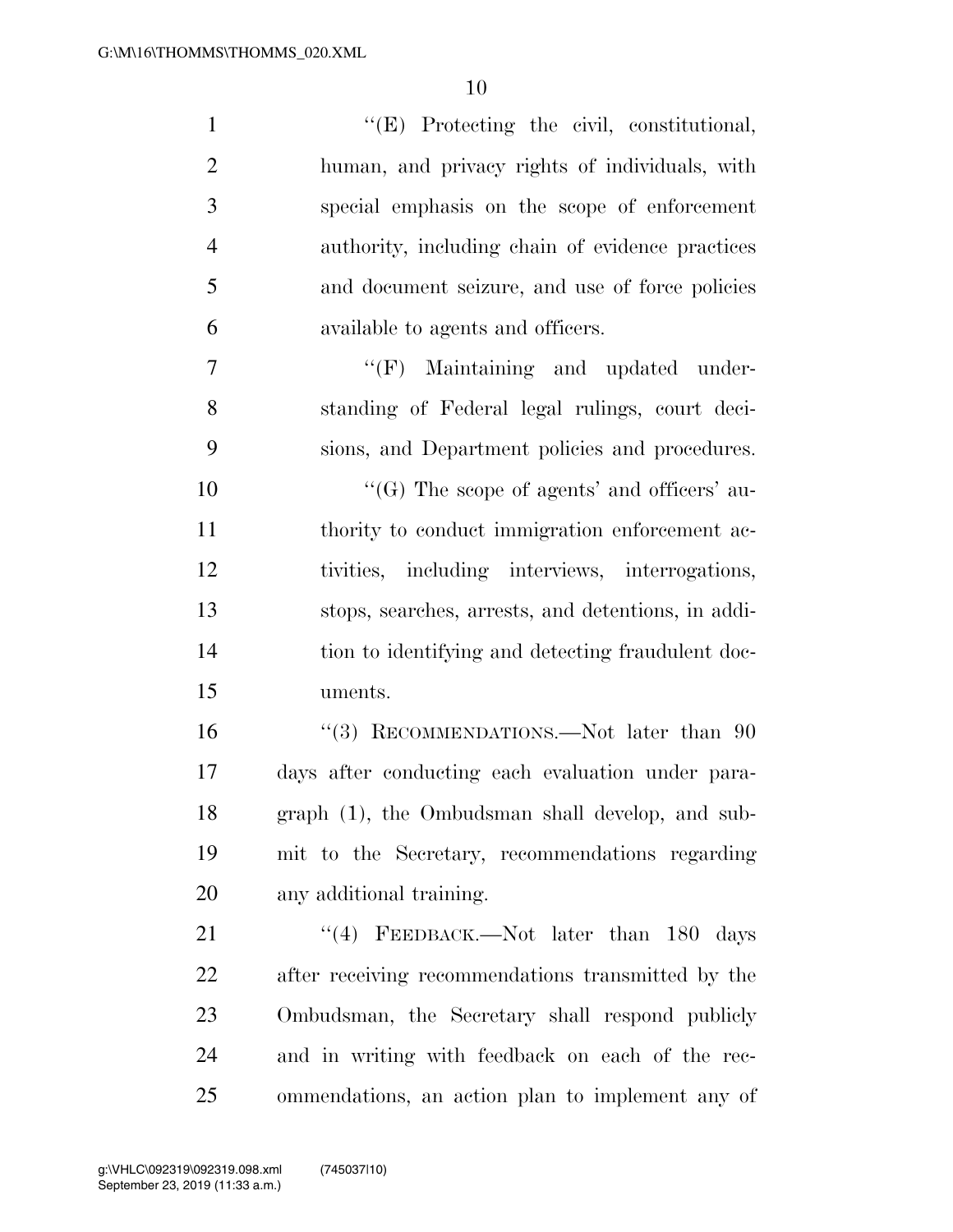"(E) Protecting the civil, constitutional, human, and privacy rights of individuals, with special emphasis on the scope of enforcement authority, including chain of evidence practices and document seizure, and use of force policies available to agents and officers.

"(F) Maintaining and updated understanding of Federal legal rulings, court decisions, and Department policies and procedures.

"(G) The scope of agents' and officers' authority to conduct immigration enforcement activities, including interviews, interrogations, stops, searches, arrests, and detentions, in addition to identifying and detecting fraudulent documents.

"(3) RECOMMENDATIONS.—Not later than 90 days after conducting each evaluation under paragraph (1), the Ombudsman shall develop, and submit to the Secretary, recommendations regarding any additional training.

"(4) FEEDBACK.—Not later than 180 days after receiving recommendations transmitted by the Ombudsman, the Secretary shall respond publicly and in writing with feedback on each of the recommendations, an action plan to implement any of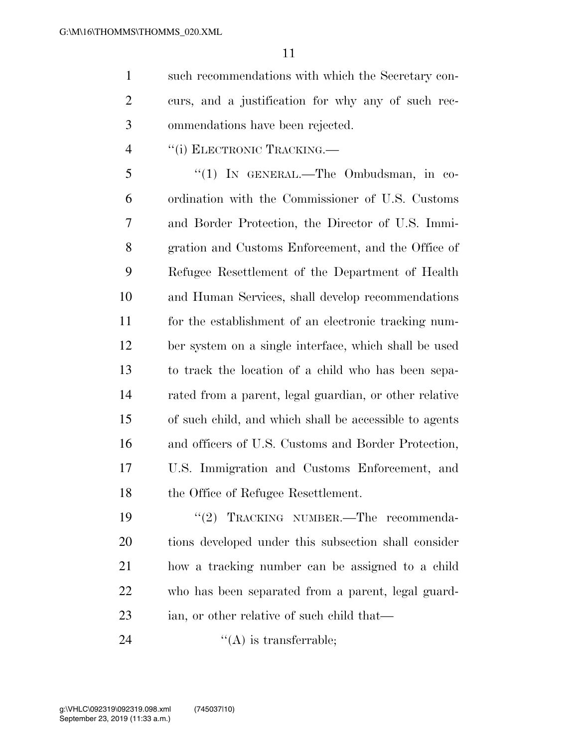such recommendations with which the Secretary concurs, and a justification for why any of such recommendations have been rejected.

"(i) ELECTRONIC TRACKING.—

"(1) IN GENERAL.—The Ombudsman, in coordination with the Commissioner of U.S. Customs and Border Protection, the Director of U.S. Immigration and Customs Enforcement, and the Office of Refugee Resettlement of the Department of Health and Human Services, shall develop recommendations for the establishment of an electronic tracking number system on a single interface, which shall be used to track the location of a child who has been separated from a parent, legal guardian, or other relative of such child, and which shall be accessible to agents and officers of U.S. Customs and Border Protection, U.S. Immigration and Customs Enforcement, and the Office of Refugee Resettlement.

"(2) TRACKING NUMBER.—The recommendations developed under this subsection shall consider how a tracking number can be assigned to a child who has been separated from a parent, legal guardian, or other relative of such child that—

"(A) is transferrable;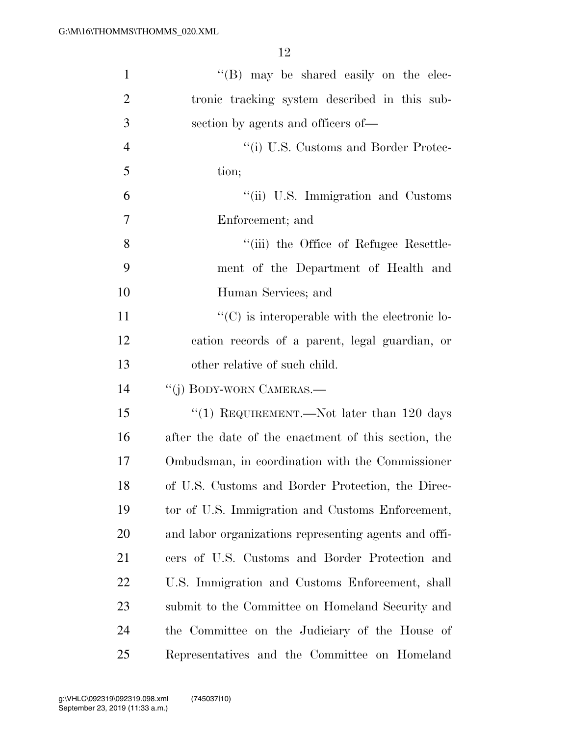''(B) may be shared easily on the electronic tracking system described in this subsection by agents and officers of—

''(i) U.S. Customs and Border Protection;

''(ii) U.S. Immigration and Customs Enforcement; and

''(iii) the Office of Refugee Resettlement of the Department of Health and Human Services; and

''(C) is interoperable with the electronic location records of a parent, legal guardian, or other relative of such child.

''(j) BODY-WORN CAMERAS.—

''(1) REQUIREMENT.—Not later than 120 days after the date of the enactment of this section, the Ombudsman, in coordination with the Commissioner of U.S. Customs and Border Protection, the Director of U.S. Immigration and Customs Enforcement, and labor organizations representing agents and officers of U.S. Customs and Border Protection and U.S. Immigration and Customs Enforcement, shall submit to the Committee on Homeland Security and the Committee on the Judiciary of the House of Representatives and the Committee on Homeland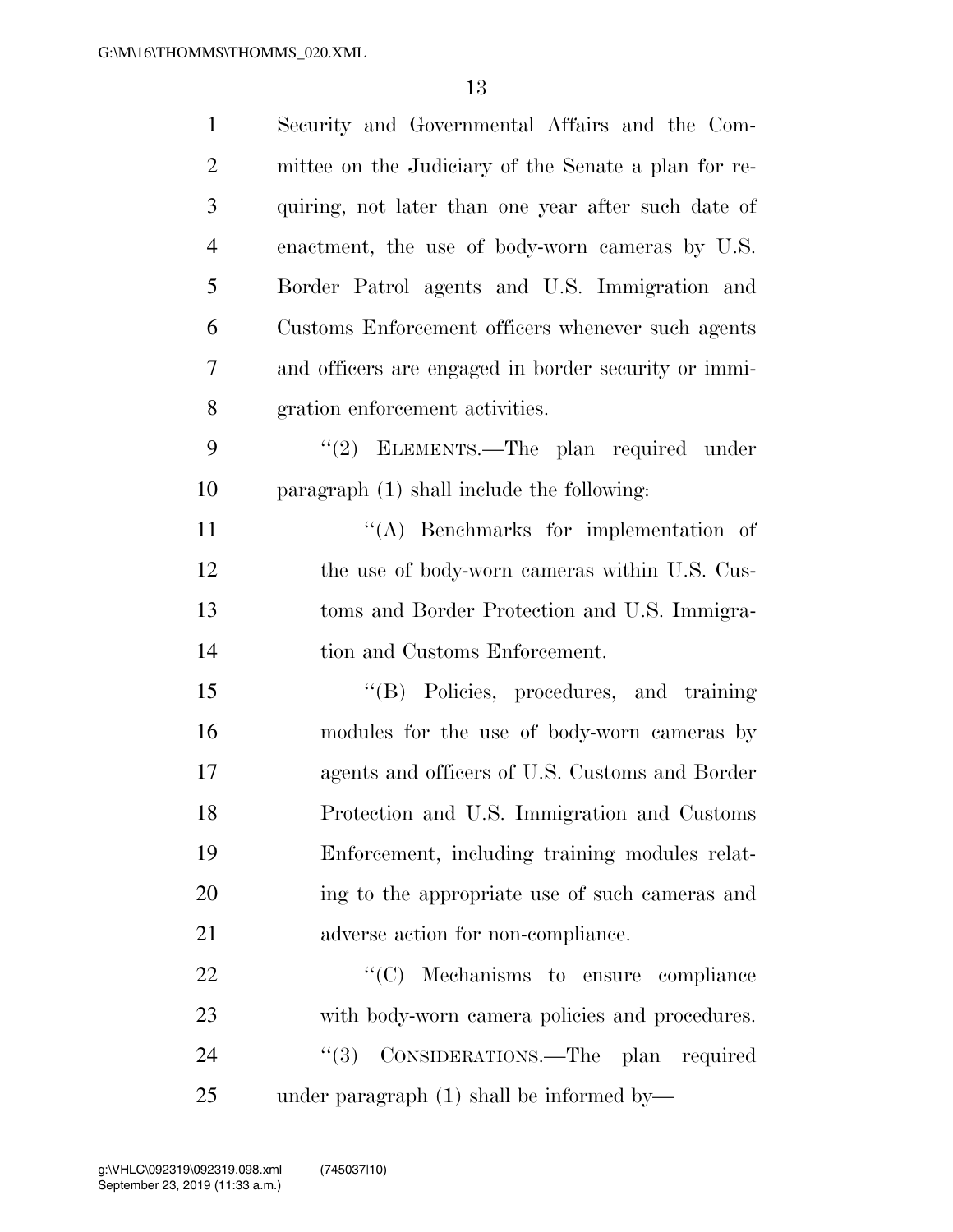Security and Governmental Affairs and the Committee on the Judiciary of the Senate a plan for requiring, not later than one year after such date of enactment, the use of body-worn cameras by U.S. Border Patrol agents and U.S. Immigration and Customs Enforcement officers whenever such agents and officers are engaged in border security or immigration enforcement activities.

"(2) ELEMENTS.—The plan required under paragraph (1) shall include the following:

"(A) Benchmarks for implementation of the use of body-worn cameras within U.S. Customs and Border Protection and U.S. Immigration and Customs Enforcement.

"(B) Policies, procedures, and training modules for the use of body-worn cameras by agents and officers of U.S. Customs and Border Protection and U.S. Immigration and Customs Enforcement, including training modules relating to the appropriate use of such cameras and adverse action for non-compliance.

"(C) Mechanisms to ensure compliance with body-worn camera policies and procedures.

"(3) CONSIDERATIONS.—The plan required under paragraph (1) shall be informed by—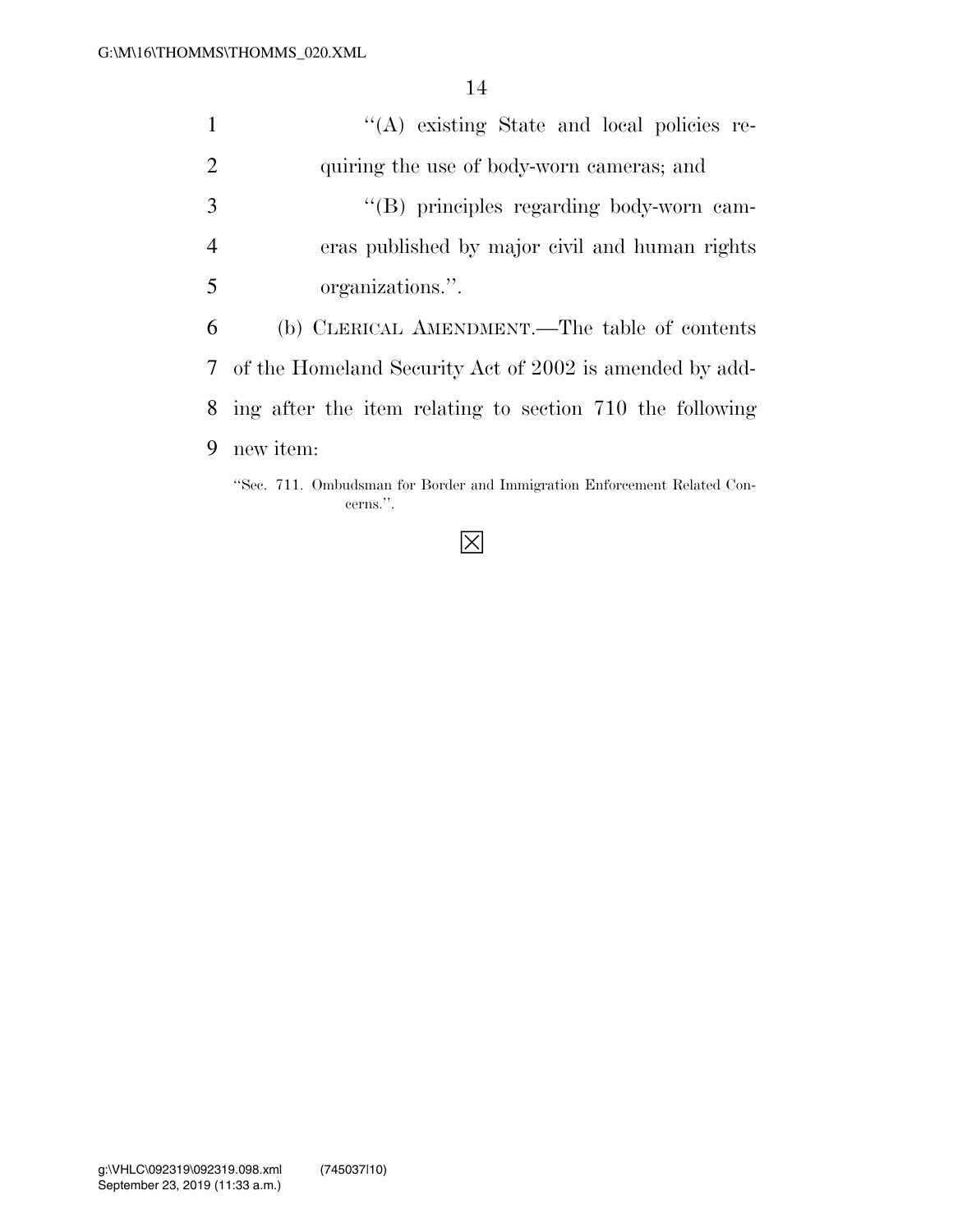"(A) existing State and local policies requiring the use of body-worn cameras; and

"(B) principles regarding body-worn cameras published by major civil and human rights organizations.".

(b) CLERICAL AMENDMENT.—The table of contents of the Homeland Security Act of 2002 is amended by adding after the item relating to section 710 the following new item:

"Sec. 711. Ombudsman for Border and Immigration Enforcement Related Concerns.".